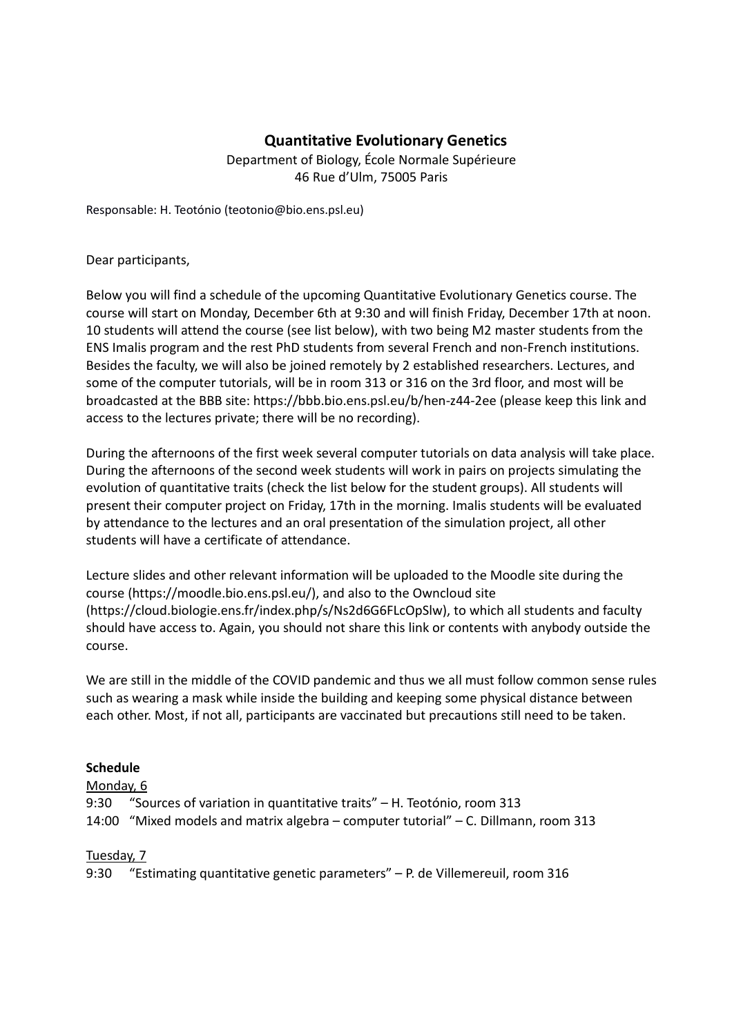# Quantitative Evolutionary Genetics

Department of Biology, École Normale Supérieure
46 Rue d'Ulm, 75005 Paris

Responsable: H. Teotónio (teotonio@bio.ens.psl.eu)

Dear participants,

Below you will find a schedule of the upcoming Quantitative Evolutionary Genetics course. The course will start on Monday, December 6th at 9:30 and will finish Friday, December 17th at noon. 10 students will attend the course (see list below), with two being M2 master students from the ENS Imalis program and the rest PhD students from several French and non-French institutions. Besides the faculty, we will also be joined remotely by 2 established researchers. Lectures, and some of the computer tutorials, will be in room 313 or 316 on the 3rd floor, and most will be broadcasted at the BBB site: https://bbb.bio.ens.psl.eu/b/hen-z44-2ee (please keep this link and access to the lectures private; there will be no recording).

During the afternoons of the first week several computer tutorials on data analysis will take place. During the afternoons of the second week students will work in pairs on projects simulating the evolution of quantitative traits (check the list below for the student groups). All students will present their computer project on Friday, 17th in the morning. Imalis students will be evaluated by attendance to the lectures and an oral presentation of the simulation project, all other students will have a certificate of attendance.

Lecture slides and other relevant information will be uploaded to the Moodle site during the course (https://moodle.bio.ens.psl.eu/), and also to the Owncloud site (https://cloud.biologie.ens.fr/index.php/s/Ns2d6G6FLcOpSlw), to which all students and faculty should have access to. Again, you should not share this link or contents with anybody outside the course.

We are still in the middle of the COVID pandemic and thus we all must follow common sense rules such as wearing a mask while inside the building and keeping some physical distance between each other. Most, if not all, participants are vaccinated but precautions still need to be taken.

**Schedule**

Monday, 6

9:30 "Sources of variation in quantitative traits" – H. Teotónio, room 313

14:00 "Mixed models and matrix algebra – computer tutorial" – C. Dillmann, room 313

Tuesday, 7

9:30 "Estimating quantitative genetic parameters" – P. de Villemereuil, room 316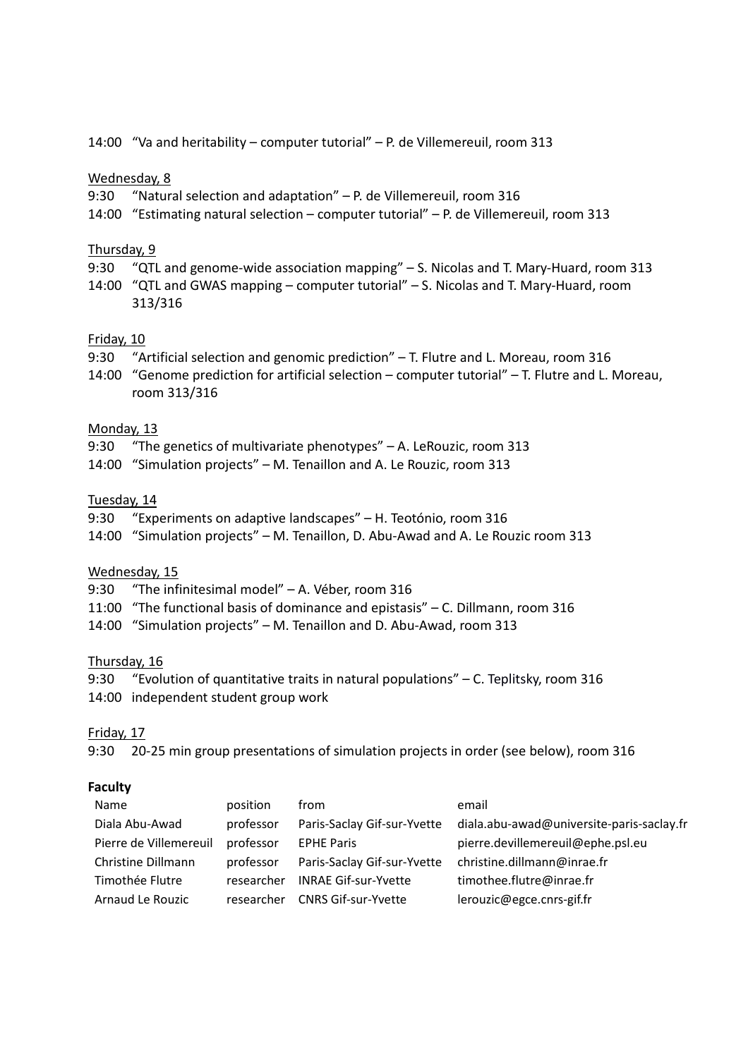14:00 "Va and heritability – computer tutorial" – P. de Villemereuil, room 313

Wednesday, 8

9:30 "Natural selection and adaptation" – P. de Villemereuil, room 316

14:00 "Estimating natural selection – computer tutorial" – P. de Villemereuil, room 313

Thursday, 9

9:30 "QTL and genome-wide association mapping" – S. Nicolas and T. Mary-Huard, room 313

14:00 "QTL and GWAS mapping – computer tutorial" – S. Nicolas and T. Mary-Huard, room 313/316

Friday, 10

9:30 "Artificial selection and genomic prediction" – T. Flutre and L. Moreau, room 316

14:00 "Genome prediction for artificial selection – computer tutorial" – T. Flutre and L. Moreau, room 313/316

Monday, 13

9:30 "The genetics of multivariate phenotypes" – A. LeRouzic, room 313

14:00 "Simulation projects" – M. Tenaillon and A. Le Rouzic, room 313

Tuesday, 14

9:30 "Experiments on adaptive landscapes" – H. Teotónio, room 316

14:00 "Simulation projects" – M. Tenaillon, D. Abu-Awad and A. Le Rouzic room 313

Wednesday, 15

9:30 "The infinitesimal model" – A. Véber, room 316

11:00 "The functional basis of dominance and epistasis" – C. Dillmann, room 316

14:00 "Simulation projects" – M. Tenaillon and D. Abu-Awad, room 313

Thursday, 16

9:30 "Evolution of quantitative traits in natural populations" – C. Teplitsky, room 316

14:00 independent student group work

Friday, 17

9:30 20-25 min group presentations of simulation projects in order (see below), room 316

**Faculty**

| Name | position | from | email |
|---|---|---|---|
| Diala Abu-Awad | professor | Paris-Saclay Gif-sur-Yvette | diala.abu-awad@universite-paris-saclay.fr |
| Pierre de Villemereuil | professor | EPHE Paris | pierre.devillemereuil@ephe.psl.eu |
| Christine Dillmann | professor | Paris-Saclay Gif-sur-Yvette | christine.dillmann@inrae.fr |
| Timothée Flutre | researcher | INRAE Gif-sur-Yvette | timothee.flutre@inrae.fr |
| Arnaud Le Rouzic | researcher | CNRS Gif-sur-Yvette | lerouzic@egce.cnrs-gif.fr |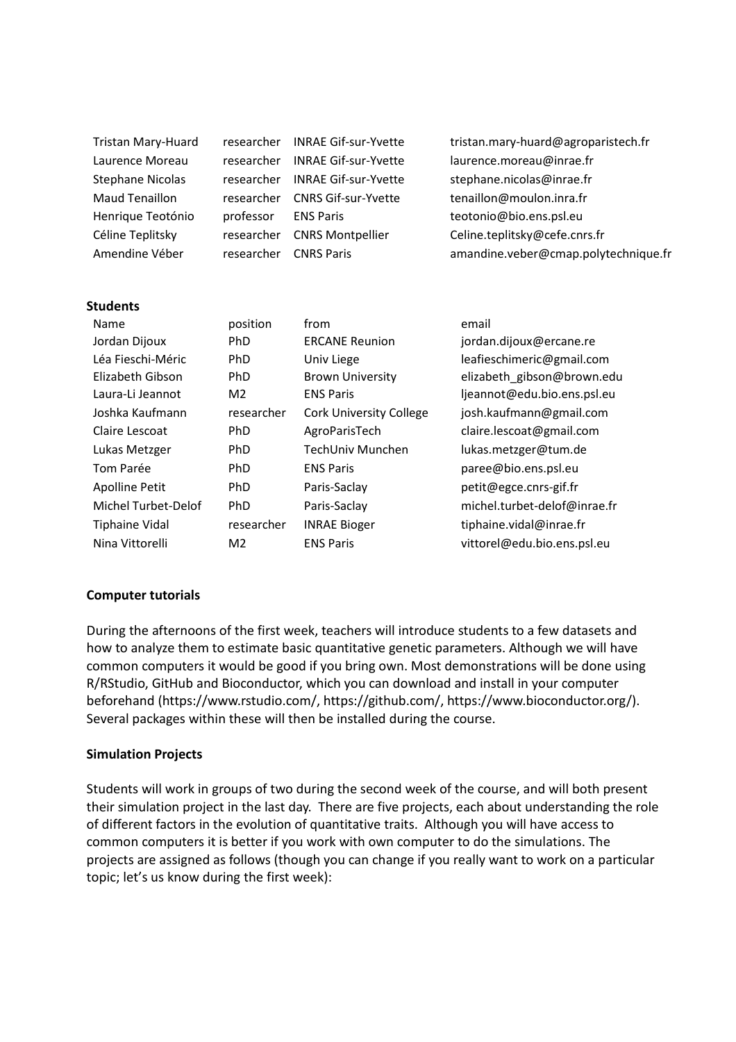| | | | |
|---|---|---|---|
| Tristan Mary-Huard | researcher | INRAE Gif-sur-Yvette | tristan.mary-huard@agroparistech.fr |
| Laurence Moreau | researcher | INRAE Gif-sur-Yvette | laurence.moreau@inrae.fr |
| Stephane Nicolas | researcher | INRAE Gif-sur-Yvette | stephane.nicolas@inrae.fr |
| Maud Tenaillon | researcher | CNRS Gif-sur-Yvette | tenaillon@moulon.inra.fr |
| Henrique Teotónio | professor | ENS Paris | teotonio@bio.ens.psl.eu |
| Céline Teplitsky | researcher | CNRS Montpellier | Celine.teplitsky@cefe.cnrs.fr |
| Amendine Véber | researcher | CNRS Paris | amandine.veber@cmap.polytechnique.fr |

**Students**

| Name | position | from | email |
|---|---|---|---|
| Jordan Dijoux | PhD | ERCANE Reunion | jordan.dijoux@ercane.re |
| Léa Fieschi-Méric | PhD | Univ Liege | leafieschimeric@gmail.com |
| Elizabeth Gibson | PhD | Brown University | elizabeth_gibson@brown.edu |
| Laura-Li Jeannot | M2 | ENS Paris | ljeannot@edu.bio.ens.psl.eu |
| Joshka Kaufmann | researcher | Cork University College | josh.kaufmann@gmail.com |
| Claire Lescoat | PhD | AgroParisTech | claire.lescoat@gmail.com |
| Lukas Metzger | PhD | TechUniv Munchen | lukas.metzger@tum.de |
| Tom Parée | PhD | ENS Paris | paree@bio.ens.psl.eu |
| Apolline Petit | PhD | Paris-Saclay | petit@egce.cnrs-gif.fr |
| Michel Turbet-Delof | PhD | Paris-Saclay | michel.turbet-delof@inrae.fr |
| Tiphaine Vidal | researcher | INRAE Bioger | tiphaine.vidal@inrae.fr |
| Nina Vittorelli | M2 | ENS Paris | vittorel@edu.bio.ens.psl.eu |

**Computer tutorials**

During the afternoons of the first week, teachers will introduce students to a few datasets and how to analyze them to estimate basic quantitative genetic parameters. Although we will have common computers it would be good if you bring own. Most demonstrations will be done using R/RStudio, GitHub and Bioconductor, which you can download and install in your computer beforehand (https://www.rstudio.com/, https://github.com/, https://www.bioconductor.org/). Several packages within these will then be installed during the course.

**Simulation Projects**

Students will work in groups of two during the second week of the course, and will both present their simulation project in the last day. There are five projects, each about understanding the role of different factors in the evolution of quantitative traits. Although you will have access to common computers it is better if you work with own computer to do the simulations. The projects are assigned as follows (though you can change if you really want to work on a particular topic; let's us know during the first week):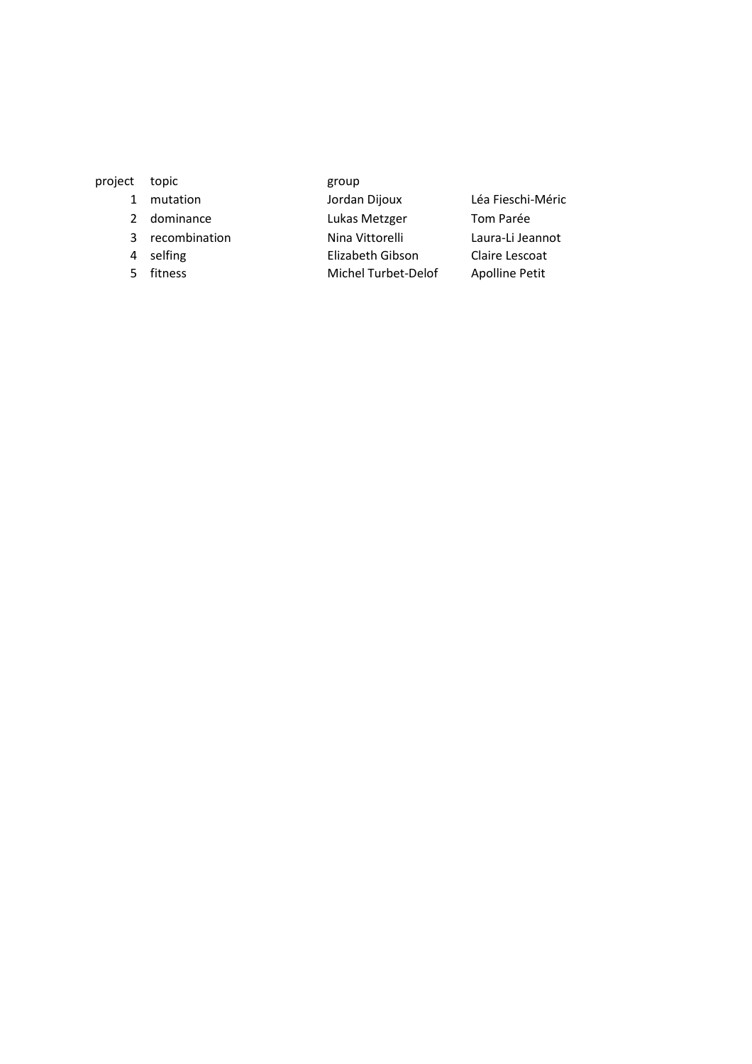| project | topic | group | |
|---|---|---|---|
| 1 | mutation | Jordan Dijoux | Léa Fieschi-Méric |
| 2 | dominance | Lukas Metzger | Tom Parée |
| 3 | recombination | Nina Vittorelli | Laura-Li Jeannot |
| 4 | selfing | Elizabeth Gibson | Claire Lescoat |
| 5 | fitness | Michel Turbet-Delof | Apolline Petit |